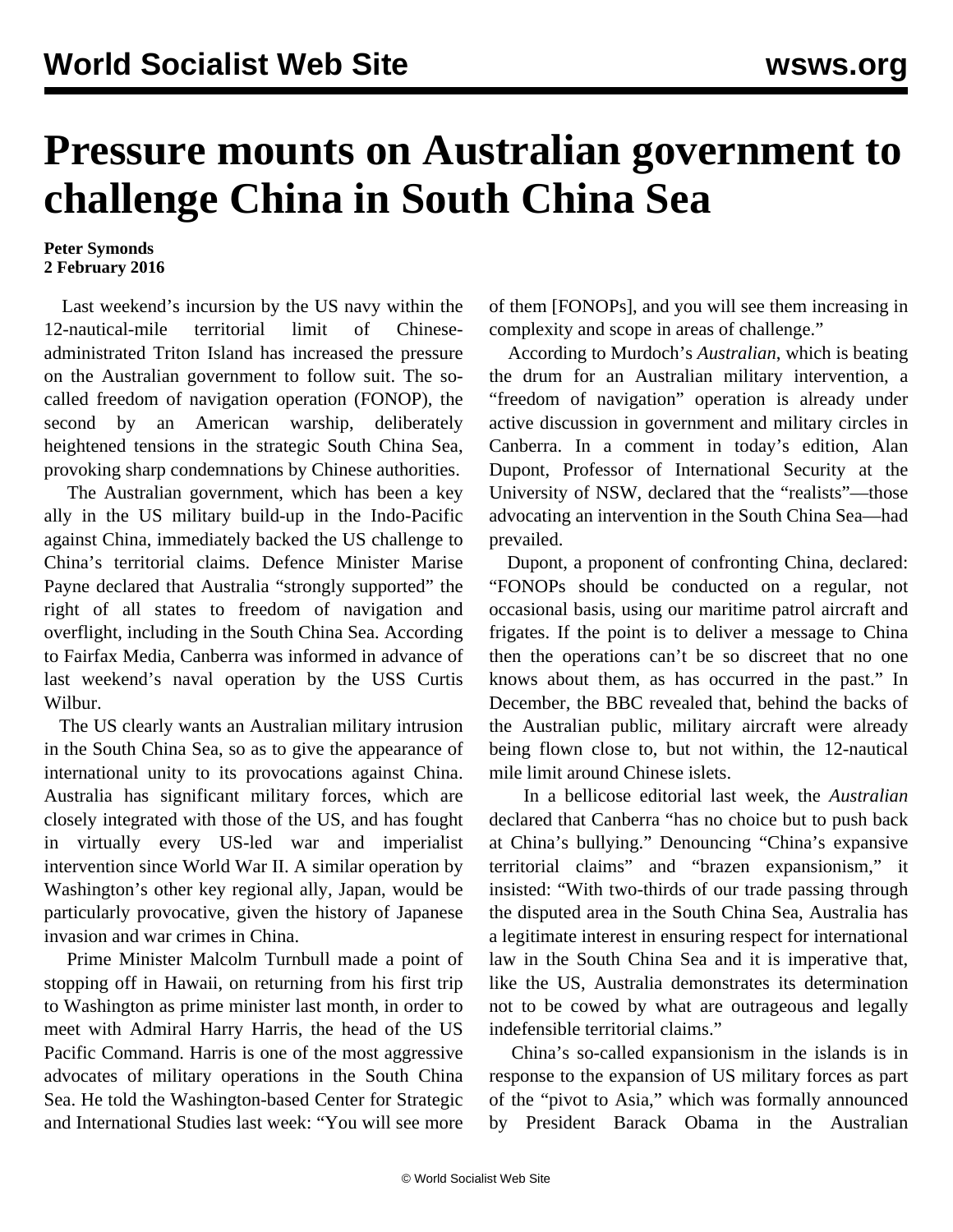# Pressure mounts on Australian government to challenge China in South China Sea

**Peter Symonds**
**2 February 2016**

Last weekend's incursion by the US navy within the 12-nautical-mile territorial limit of Chinese-administrated Triton Island has increased the pressure on the Australian government to follow suit. The so-called freedom of navigation operation (FONOP), the second by an American warship, deliberately heightened tensions in the strategic South China Sea, provoking sharp condemnations by Chinese authorities.

The Australian government, which has been a key ally in the US military build-up in the Indo-Pacific against China, immediately backed the US challenge to China's territorial claims. Defence Minister Marise Payne declared that Australia "strongly supported" the right of all states to freedom of navigation and overflight, including in the South China Sea. According to Fairfax Media, Canberra was informed in advance of last weekend's naval operation by the USS Curtis Wilbur.

The US clearly wants an Australian military intrusion in the South China Sea, so as to give the appearance of international unity to its provocations against China. Australia has significant military forces, which are closely integrated with those of the US, and has fought in virtually every US-led war and imperialist intervention since World War II. A similar operation by Washington's other key regional ally, Japan, would be particularly provocative, given the history of Japanese invasion and war crimes in China.

Prime Minister Malcolm Turnbull made a point of stopping off in Hawaii, on returning from his first trip to Washington as prime minister last month, in order to meet with Admiral Harry Harris, the head of the US Pacific Command. Harris is one of the most aggressive advocates of military operations in the South China Sea. He told the Washington-based Center for Strategic and International Studies last week: "You will see more of them [FONOPs], and you will see them increasing in complexity and scope in areas of challenge."

According to Murdoch's *Australian*, which is beating the drum for an Australian military intervention, a "freedom of navigation" operation is already under active discussion in government and military circles in Canberra. In a comment in today's edition, Alan Dupont, Professor of International Security at the University of NSW, declared that the "realists"—those advocating an intervention in the South China Sea—had prevailed.

Dupont, a proponent of confronting China, declared: "FONOPs should be conducted on a regular, not occasional basis, using our maritime patrol aircraft and frigates. If the point is to deliver a message to China then the operations can't be so discreet that no one knows about them, as has occurred in the past." In December, the BBC revealed that, behind the backs of the Australian public, military aircraft were already being flown close to, but not within, the 12-nautical mile limit around Chinese islets.

In a bellicose editorial last week, the *Australian* declared that Canberra "has no choice but to push back at China's bullying." Denouncing "China's expansive territorial claims" and "brazen expansionism," it insisted: "With two-thirds of our trade passing through the disputed area in the South China Sea, Australia has a legitimate interest in ensuring respect for international law in the South China Sea and it is imperative that, like the US, Australia demonstrates its determination not to be cowed by what are outrageous and legally indefensible territorial claims."

China's so-called expansionism in the islands is in response to the expansion of US military forces as part of the "pivot to Asia," which was formally announced by President Barack Obama in the Australian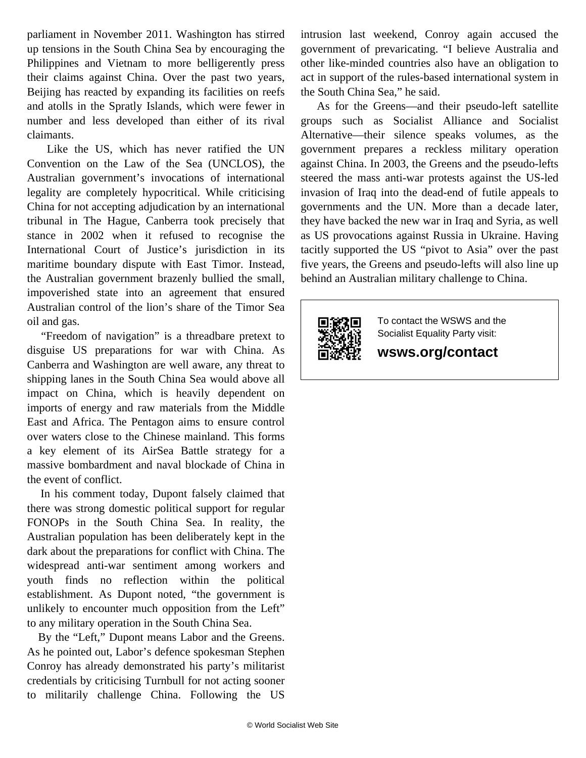parliament in November 2011. Washington has stirred up tensions in the South China Sea by encouraging the Philippines and Vietnam to more belligerently press their claims against China. Over the past two years, Beijing has reacted by expanding its facilities on reefs and atolls in the Spratly Islands, which were fewer in number and less developed than either of its rival claimants.

Like the US, which has never ratified the UN Convention on the Law of the Sea (UNCLOS), the Australian government's invocations of international legality are completely hypocritical. While criticising China for not accepting adjudication by an international tribunal in The Hague, Canberra took precisely that stance in 2002 when it refused to recognise the International Court of Justice's jurisdiction in its maritime boundary dispute with East Timor. Instead, the Australian government brazenly bullied the small, impoverished state into an agreement that ensured Australian control of the lion's share of the Timor Sea oil and gas.

"Freedom of navigation" is a threadbare pretext to disguise US preparations for war with China. As Canberra and Washington are well aware, any threat to shipping lanes in the South China Sea would above all impact on China, which is heavily dependent on imports of energy and raw materials from the Middle East and Africa. The Pentagon aims to ensure control over waters close to the Chinese mainland. This forms a key element of its AirSea Battle strategy for a massive bombardment and naval blockade of China in the event of conflict.

In his comment today, Dupont falsely claimed that there was strong domestic political support for regular FONOPs in the South China Sea. In reality, the Australian population has been deliberately kept in the dark about the preparations for conflict with China. The widespread anti-war sentiment among workers and youth finds no reflection within the political establishment. As Dupont noted, "the government is unlikely to encounter much opposition from the Left" to any military operation in the South China Sea.

By the "Left," Dupont means Labor and the Greens. As he pointed out, Labor's defence spokesman Stephen Conroy has already demonstrated his party's militarist credentials by criticising Turnbull for not acting sooner to militarily challenge China. Following the US intrusion last weekend, Conroy again accused the government of prevaricating. "I believe Australia and other like-minded countries also have an obligation to act in support of the rules-based international system in the South China Sea," he said.

As for the Greens—and their pseudo-left satellite groups such as Socialist Alliance and Socialist Alternative—their silence speaks volumes, as the government prepares a reckless military operation against China. In 2003, the Greens and the pseudo-lefts steered the mass anti-war protests against the US-led invasion of Iraq into the dead-end of futile appeals to governments and the UN. More than a decade later, they have backed the new war in Iraq and Syria, as well as US provocations against Russia in Ukraine. Having tacitly supported the US "pivot to Asia" over the past five years, the Greens and pseudo-lefts will also line up behind an Australian military challenge to China.

To contact the WSWS and the Socialist Equality Party visit:

**wsws.org/contact**